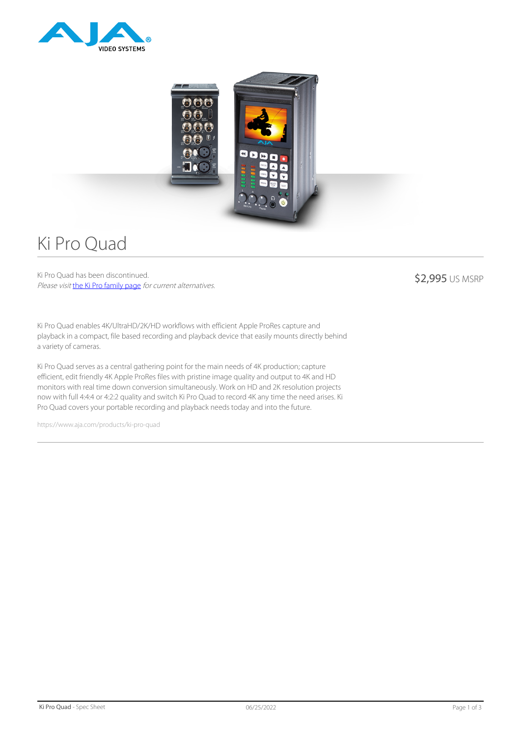# Ki Pro Quad

Ki Pro Quad has been discontinued.
*Please visit [the Ki Pro family page](the Ki Pro family page) for current alternatives.*

$2,995 US MSRP

Ki Pro Quad enables 4K/UltraHD/2K/HD workflows with efficient Apple ProRes capture and playback in a compact, file based recording and playback device that easily mounts directly behind a variety of cameras.

Ki Pro Quad serves as a central gathering point for the main needs of 4K production; capture efficient, edit friendly 4K Apple ProRes files with pristine image quality and output to 4K and HD monitors with real time down conversion simultaneously. Work on HD and 2K resolution projects now with full 4:4:4 or 4:2:2 quality and switch Ki Pro Quad to record 4K any time the need arises. Ki Pro Quad covers your portable recording and playback needs today and into the future.

https://www.aja.com/products/ki-pro-quad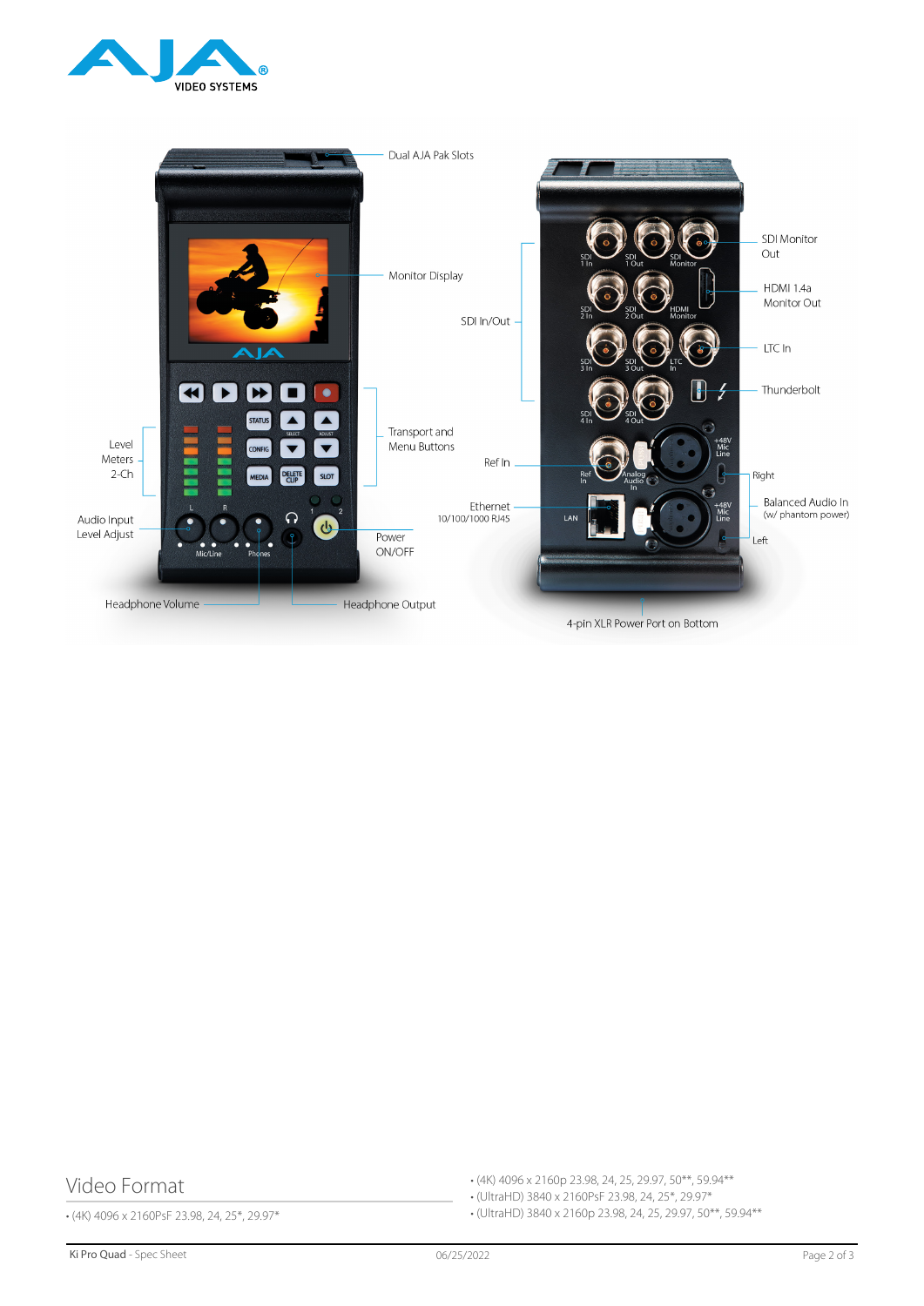## Video Format

- (4K) 4096 x 2160PsF 23.98, 24, 25*, 29.97*
- (4K) 4096 x 2160p 23.98, 24, 25, 29.97, 50**, 59.94**
- (UltraHD) 3840 x 2160PsF 23.98, 24, 25*, 29.97*
- (UltraHD) 3840 x 2160p 23.98, 24, 25, 29.97, 50**, 59.94**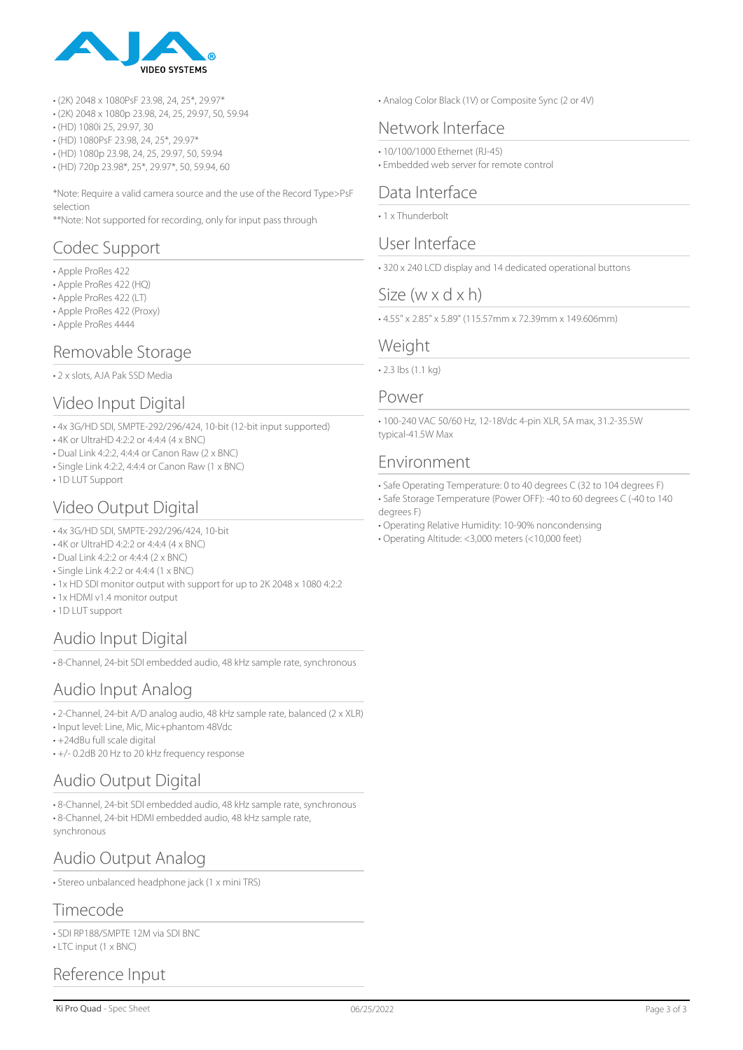- (2K) 2048 x 1080PsF 23.98, 24, 25*, 29.97*
- (2K) 2048 x 1080p 23.98, 24, 25, 29.97, 50, 59.94
- (HD) 1080i 25, 29.97, 30
- (HD) 1080PsF 23.98, 24, 25*, 29.97*
- (HD) 1080p 23.98, 24, 25, 29.97, 50, 59.94
- (HD) 720p 23.98*, 25*, 29.97*, 50, 59.94, 60

*Note: Require a valid camera source and the use of the Record Type>PsF selection
**Note: Not supported for recording, only for input pass through

## Codec Support

- Apple ProRes 422
- Apple ProRes 422 (HQ)
- Apple ProRes 422 (LT)
- Apple ProRes 422 (Proxy)
- Apple ProRes 4444

## Removable Storage

- 2 x slots, AJA Pak SSD Media

## Video Input Digital

- 4x 3G/HD SDI, SMPTE-292/296/424, 10-bit (12-bit input supported)
- 4K or UltraHD 4:2:2 or 4:4:4 (4 x BNC)
- Dual Link 4:2:2, 4:4:4 or Canon Raw (2 x BNC)
- Single Link 4:2:2, 4:4:4 or Canon Raw (1 x BNC)
- 1D LUT Support

## Video Output Digital

- 4x 3G/HD SDI, SMPTE-292/296/424, 10-bit
- 4K or UltraHD 4:2:2 or 4:4:4 (4 x BNC)
- Dual Link 4:2:2 or 4:4:4 (2 x BNC)
- Single Link 4:2:2 or 4:4:4 (1 x BNC)
- 1x HD SDI monitor output with support for up to 2K 2048 x 1080 4:2:2
- 1x HDMI v1.4 monitor output
- 1D LUT support

## Audio Input Digital

- 8-Channel, 24-bit SDI embedded audio, 48 kHz sample rate, synchronous

## Audio Input Analog

- 2-Channel, 24-bit A/D analog audio, 48 kHz sample rate, balanced (2 x XLR)
- Input level: Line, Mic, Mic+phantom 48Vdc
- +24dBu full scale digital
- +/- 0.2dB 20 Hz to 20 kHz frequency response

## Audio Output Digital

- 8-Channel, 24-bit SDI embedded audio, 48 kHz sample rate, synchronous
- 8-Channel, 24-bit HDMI embedded audio, 48 kHz sample rate, synchronous

## Audio Output Analog

- Stereo unbalanced headphone jack (1 x mini TRS)

## Timecode

- SDI RP188/SMPTE 12M via SDI BNC
- LTC input (1 x BNC)

## Reference Input

- Analog Color Black (1V) or Composite Sync (2 or 4V)

## Network Interface

- 10/100/1000 Ethernet (RJ-45)
- Embedded web server for remote control

## Data Interface

- 1 x Thunderbolt

## User Interface

- 320 x 240 LCD display and 14 dedicated operational buttons

## Size (w x d x h)

- 4.55" x 2.85" x 5.89" (115.57mm x 72.39mm x 149.606mm)

## Weight

- 2.3 lbs (1.1 kg)

## Power

- 100-240 VAC 50/60 Hz, 12-18Vdc 4-pin XLR, 5A max, 31.2-35.5W typical-41.5W Max

## Environment

- Safe Operating Temperature: 0 to 40 degrees C (32 to 104 degrees F)
- Safe Storage Temperature (Power OFF): -40 to 60 degrees C (-40 to 140 degrees F)
- Operating Relative Humidity: 10-90% noncondensing
- Operating Altitude: <3,000 meters (<10,000 feet)